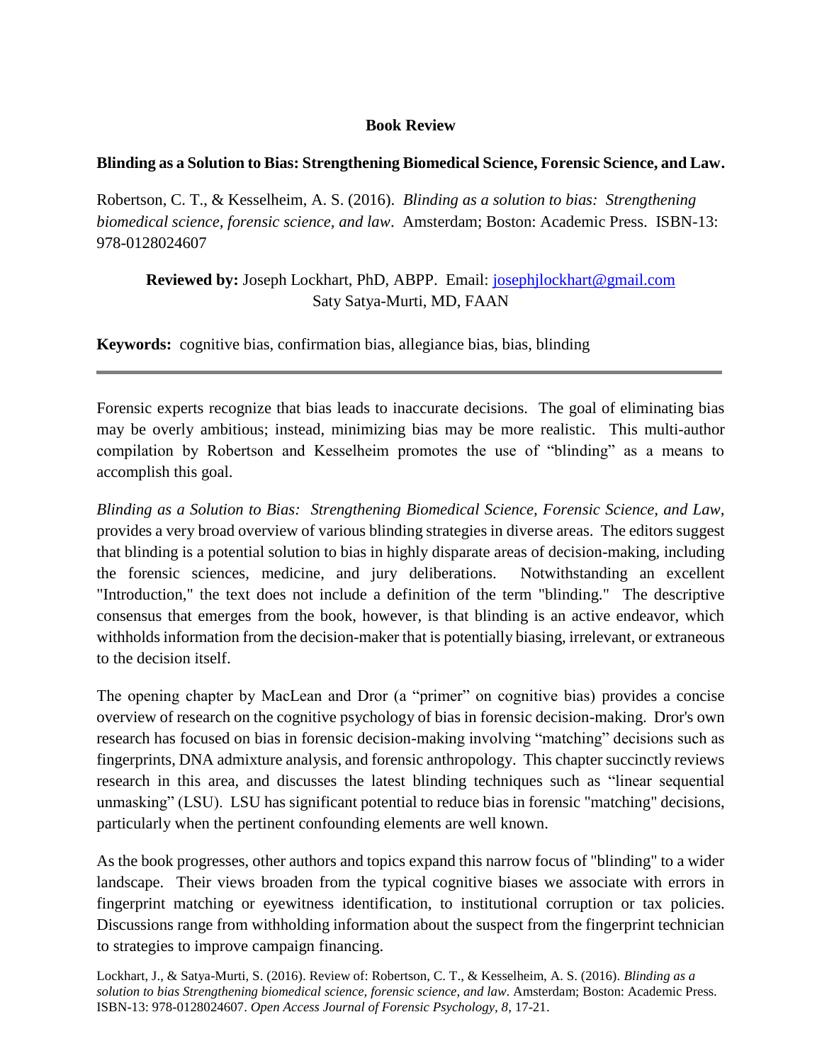**Book Review**

**Blinding as a Solution to Bias: Strengthening Biomedical Science, Forensic Science, and Law.**

Robertson, C. T., & Kesselheim, A. S. (2016). *Blinding as a solution to bias: Strengthening biomedical science, forensic science, and law*. Amsterdam; Boston: Academic Press. ISBN-13: 978-0128024607

**Reviewed by:** Joseph Lockhart, PhD, ABPP. Email: josephjlockhart@gmail.com
Saty Satya-Murti, MD, FAAN

**Keywords:** cognitive bias, confirmation bias, allegiance bias, bias, blinding

---

Forensic experts recognize that bias leads to inaccurate decisions. The goal of eliminating bias may be overly ambitious; instead, minimizing bias may be more realistic. This multi-author compilation by Robertson and Kesselheim promotes the use of "blinding" as a means to accomplish this goal.

*Blinding as a Solution to Bias: Strengthening Biomedical Science, Forensic Science, and Law,* provides a very broad overview of various blinding strategies in diverse areas. The editors suggest that blinding is a potential solution to bias in highly disparate areas of decision-making, including the forensic sciences, medicine, and jury deliberations. Notwithstanding an excellent "Introduction," the text does not include a definition of the term "blinding." The descriptive consensus that emerges from the book, however, is that blinding is an active endeavor, which withholds information from the decision-maker that is potentially biasing, irrelevant, or extraneous to the decision itself.

The opening chapter by MacLean and Dror (a "primer" on cognitive bias) provides a concise overview of research on the cognitive psychology of bias in forensic decision-making. Dror's own research has focused on bias in forensic decision-making involving "matching" decisions such as fingerprints, DNA admixture analysis, and forensic anthropology. This chapter succinctly reviews research in this area, and discusses the latest blinding techniques such as "linear sequential unmasking" (LSU). LSU has significant potential to reduce bias in forensic "matching" decisions, particularly when the pertinent confounding elements are well known.

As the book progresses, other authors and topics expand this narrow focus of "blinding" to a wider landscape. Their views broaden from the typical cognitive biases we associate with errors in fingerprint matching or eyewitness identification, to institutional corruption or tax policies. Discussions range from withholding information about the suspect from the fingerprint technician to strategies to improve campaign financing.

Lockhart, J., & Satya-Murti, S. (2016). Review of: Robertson, C. T., & Kesselheim, A. S. (2016). *Blinding as a solution to bias Strengthening biomedical science, forensic science, and law*. Amsterdam; Boston: Academic Press. ISBN-13: 978-0128024607. *Open Access Journal of Forensic Psychology, 8*, 17-21.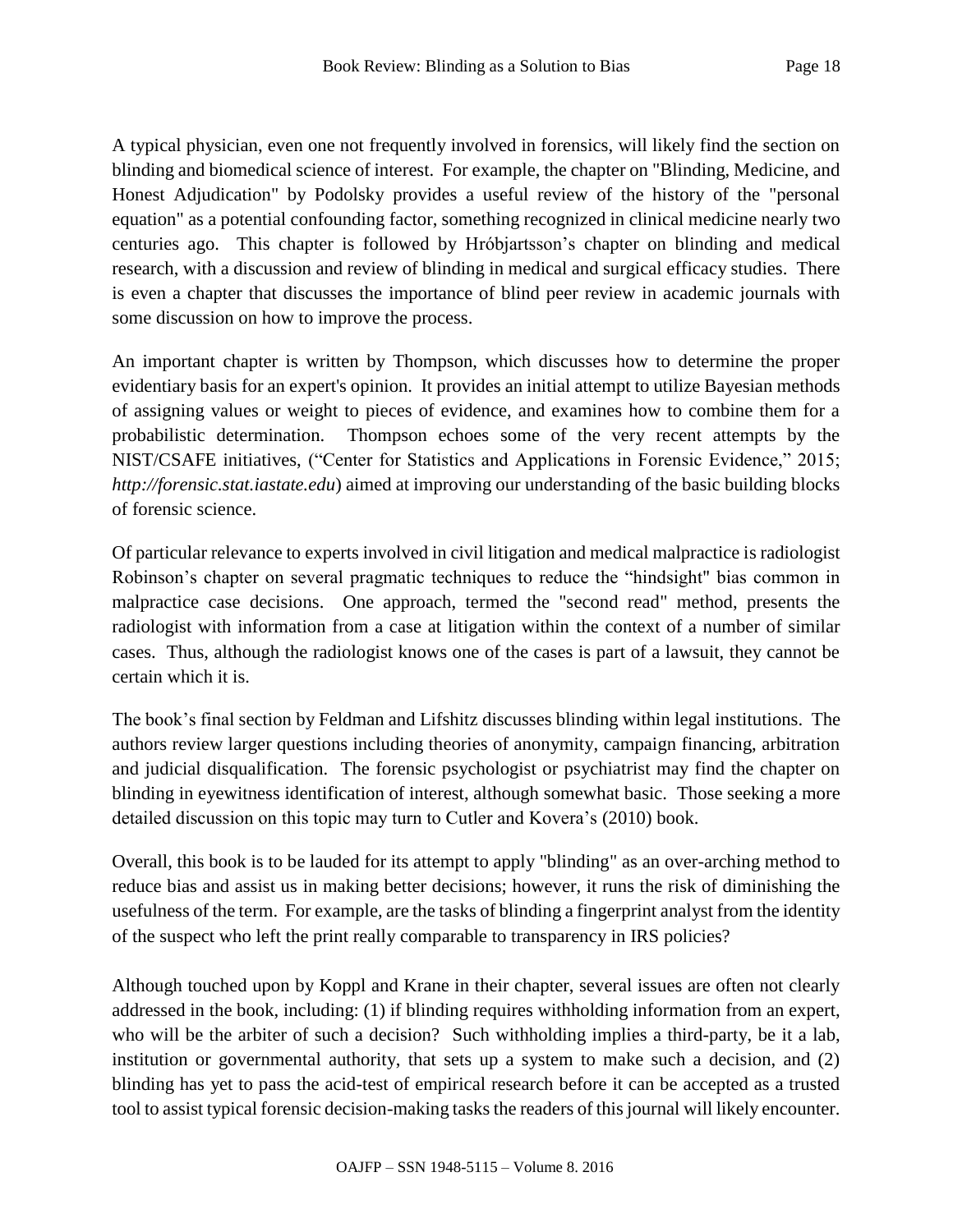A typical physician, even one not frequently involved in forensics, will likely find the section on blinding and biomedical science of interest. For example, the chapter on "Blinding, Medicine, and Honest Adjudication" by Podolsky provides a useful review of the history of the "personal equation" as a potential confounding factor, something recognized in clinical medicine nearly two centuries ago. This chapter is followed by Hróbjartsson's chapter on blinding and medical research, with a discussion and review of blinding in medical and surgical efficacy studies. There is even a chapter that discusses the importance of blind peer review in academic journals with some discussion on how to improve the process.

An important chapter is written by Thompson, which discusses how to determine the proper evidentiary basis for an expert's opinion. It provides an initial attempt to utilize Bayesian methods of assigning values or weight to pieces of evidence, and examines how to combine them for a probabilistic determination. Thompson echoes some of the very recent attempts by the NIST/CSAFE initiatives, ("Center for Statistics and Applications in Forensic Evidence," 2015; *http://forensic.stat.iastate.edu*) aimed at improving our understanding of the basic building blocks of forensic science.

Of particular relevance to experts involved in civil litigation and medical malpractice is radiologist Robinson's chapter on several pragmatic techniques to reduce the "hindsight" bias common in malpractice case decisions. One approach, termed the "second read" method, presents the radiologist with information from a case at litigation within the context of a number of similar cases. Thus, although the radiologist knows one of the cases is part of a lawsuit, they cannot be certain which it is.

The book's final section by Feldman and Lifshitz discusses blinding within legal institutions. The authors review larger questions including theories of anonymity, campaign financing, arbitration and judicial disqualification. The forensic psychologist or psychiatrist may find the chapter on blinding in eyewitness identification of interest, although somewhat basic. Those seeking a more detailed discussion on this topic may turn to Cutler and Kovera's (2010) book.

Overall, this book is to be lauded for its attempt to apply "blinding" as an over-arching method to reduce bias and assist us in making better decisions; however, it runs the risk of diminishing the usefulness of the term. For example, are the tasks of blinding a fingerprint analyst from the identity of the suspect who left the print really comparable to transparency in IRS policies?

Although touched upon by Koppl and Krane in their chapter, several issues are often not clearly addressed in the book, including: (1) if blinding requires withholding information from an expert, who will be the arbiter of such a decision? Such withholding implies a third-party, be it a lab, institution or governmental authority, that sets up a system to make such a decision, and (2) blinding has yet to pass the acid-test of empirical research before it can be accepted as a trusted tool to assist typical forensic decision-making tasks the readers of this journal will likely encounter.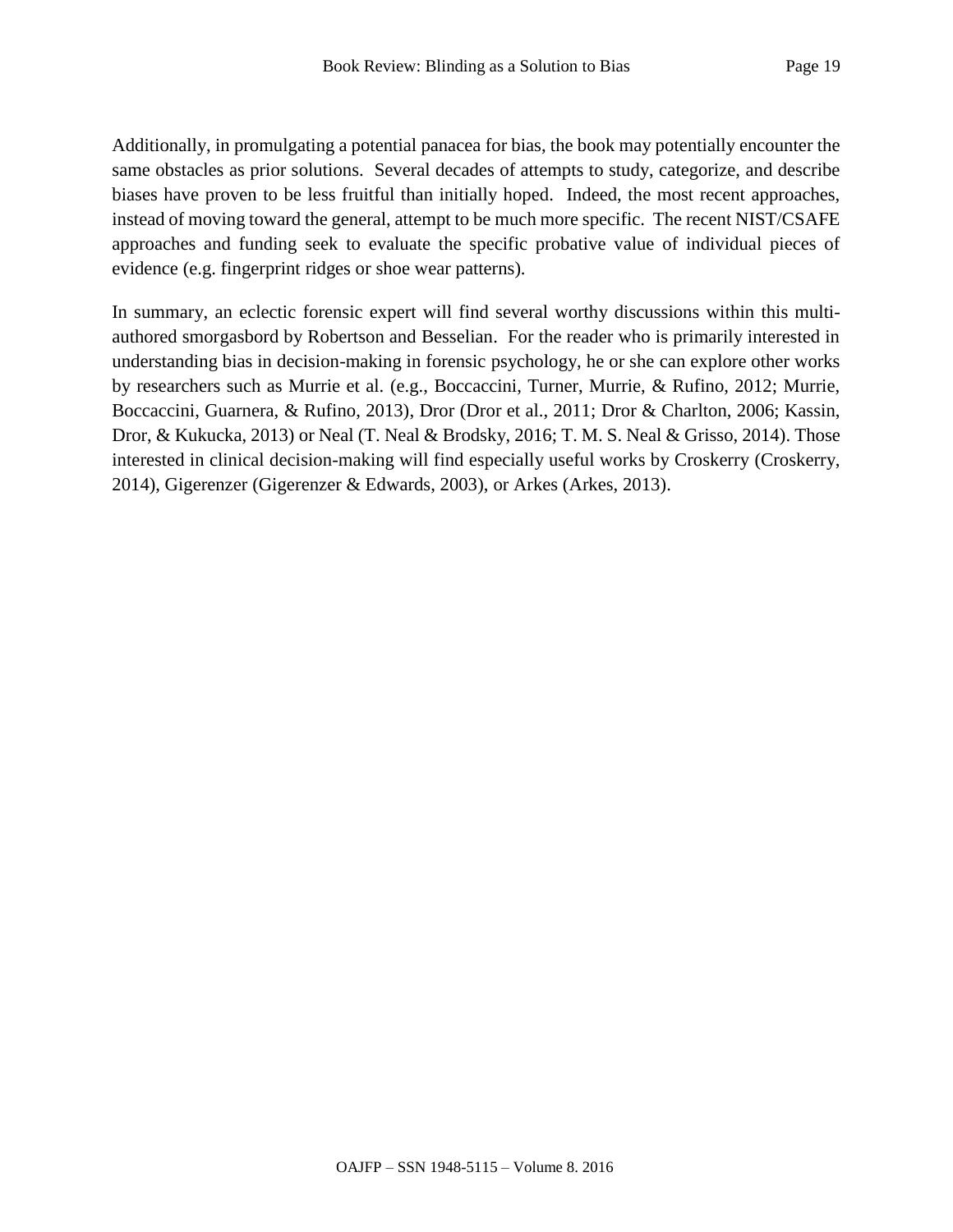Additionally, in promulgating a potential panacea for bias, the book may potentially encounter the same obstacles as prior solutions. Several decades of attempts to study, categorize, and describe biases have proven to be less fruitful than initially hoped. Indeed, the most recent approaches, instead of moving toward the general, attempt to be much more specific. The recent NIST/CSAFE approaches and funding seek to evaluate the specific probative value of individual pieces of evidence (e.g. fingerprint ridges or shoe wear patterns).

In summary, an eclectic forensic expert will find several worthy discussions within this multi-authored smorgasbord by Robertson and Besselian. For the reader who is primarily interested in understanding bias in decision-making in forensic psychology, he or she can explore other works by researchers such as Murrie et al. (e.g., Boccaccini, Turner, Murrie, & Rufino, 2012; Murrie, Boccaccini, Guarnera, & Rufino, 2013), Dror (Dror et al., 2011; Dror & Charlton, 2006; Kassin, Dror, & Kukucka, 2013) or Neal (T. Neal & Brodsky, 2016; T. M. S. Neal & Grisso, 2014). Those interested in clinical decision-making will find especially useful works by Croskerry (Croskerry, 2014), Gigerenzer (Gigerenzer & Edwards, 2003), or Arkes (Arkes, 2013).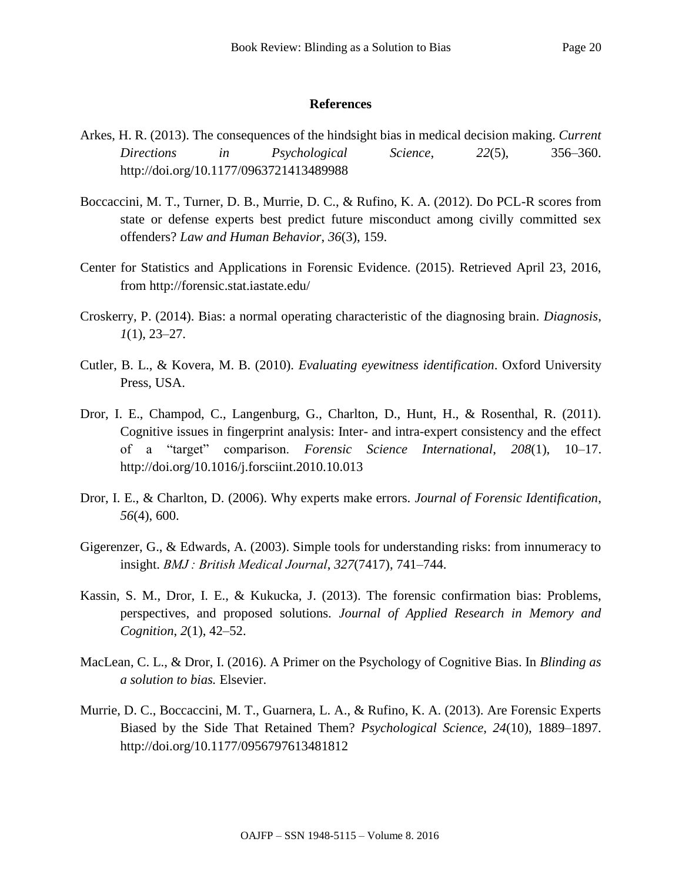## References

Arkes, H. R. (2013). The consequences of the hindsight bias in medical decision making. *Current Directions in Psychological Science*, *22*(5), 356–360. http://doi.org/10.1177/0963721413489988

Boccaccini, M. T., Turner, D. B., Murrie, D. C., & Rufino, K. A. (2012). Do PCL-R scores from state or defense experts best predict future misconduct among civilly committed sex offenders? *Law and Human Behavior*, *36*(3), 159.

Center for Statistics and Applications in Forensic Evidence. (2015). Retrieved April 23, 2016, from http://forensic.stat.iastate.edu/

Croskerry, P. (2014). Bias: a normal operating characteristic of the diagnosing brain. *Diagnosis*, *1*(1), 23–27.

Cutler, B. L., & Kovera, M. B. (2010). *Evaluating eyewitness identification*. Oxford University Press, USA.

Dror, I. E., Champod, C., Langenburg, G., Charlton, D., Hunt, H., & Rosenthal, R. (2011). Cognitive issues in fingerprint analysis: Inter- and intra-expert consistency and the effect of a "target" comparison. *Forensic Science International*, *208*(1), 10–17. http://doi.org/10.1016/j.forsciint.2010.10.013

Dror, I. E., & Charlton, D. (2006). Why experts make errors. *Journal of Forensic Identification*, *56*(4), 600.

Gigerenzer, G., & Edwards, A. (2003). Simple tools for understanding risks: from innumeracy to insight. *BMJ : British Medical Journal*, *327*(7417), 741–744.

Kassin, S. M., Dror, I. E., & Kukucka, J. (2013). The forensic confirmation bias: Problems, perspectives, and proposed solutions. *Journal of Applied Research in Memory and Cognition*, *2*(1), 42–52.

MacLean, C. L., & Dror, I. (2016). A Primer on the Psychology of Cognitive Bias. In *Blinding as a solution to bias.* Elsevier.

Murrie, D. C., Boccaccini, M. T., Guarnera, L. A., & Rufino, K. A. (2013). Are Forensic Experts Biased by the Side That Retained Them? *Psychological Science*, *24*(10), 1889–1897. http://doi.org/10.1177/0956797613481812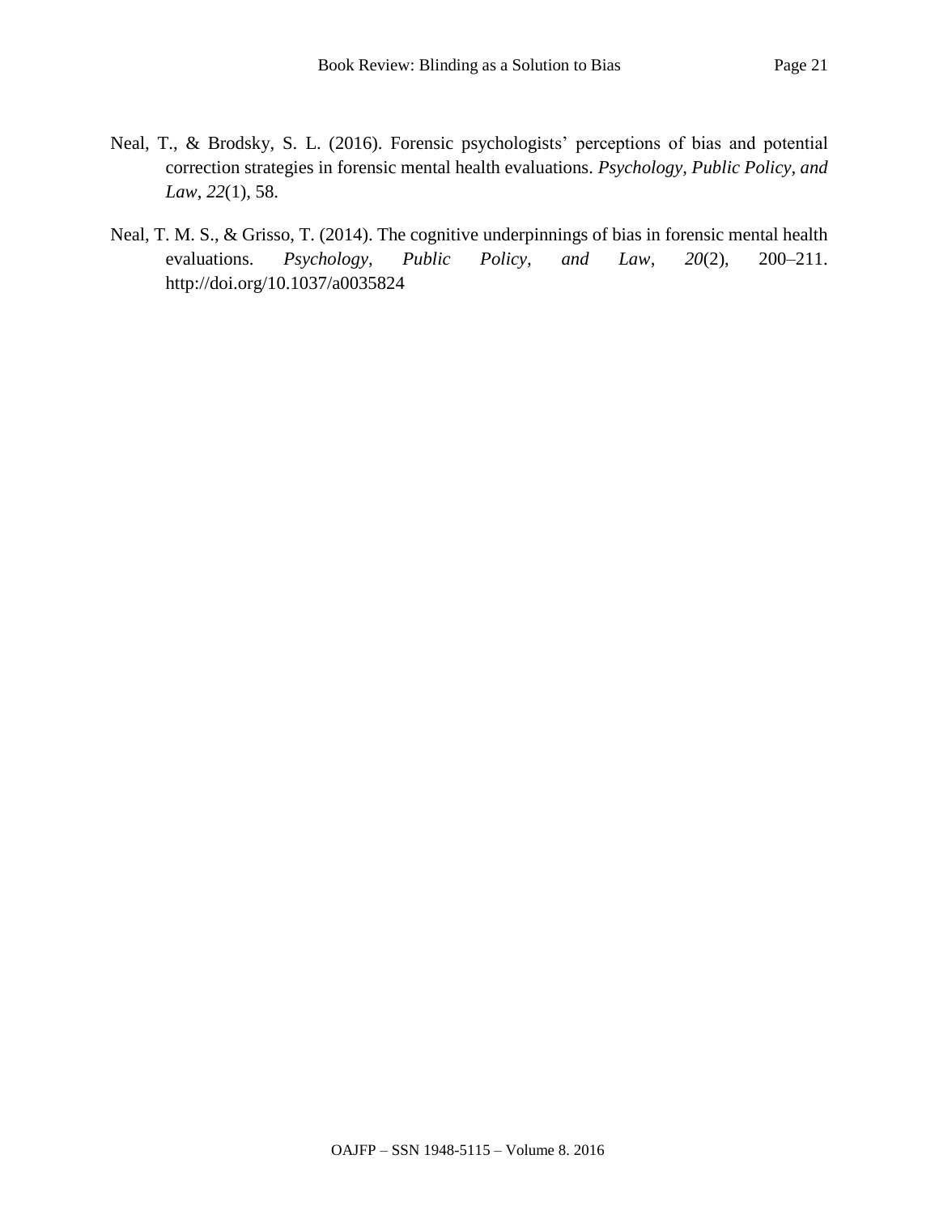Neal, T., & Brodsky, S. L. (2016). Forensic psychologists' perceptions of bias and potential correction strategies in forensic mental health evaluations. *Psychology, Public Policy, and Law*, *22*(1), 58.

Neal, T. M. S., & Grisso, T. (2014). The cognitive underpinnings of bias in forensic mental health evaluations. *Psychology, Public Policy, and Law*, *20*(2), 200–211. http://doi.org/10.1037/a0035824